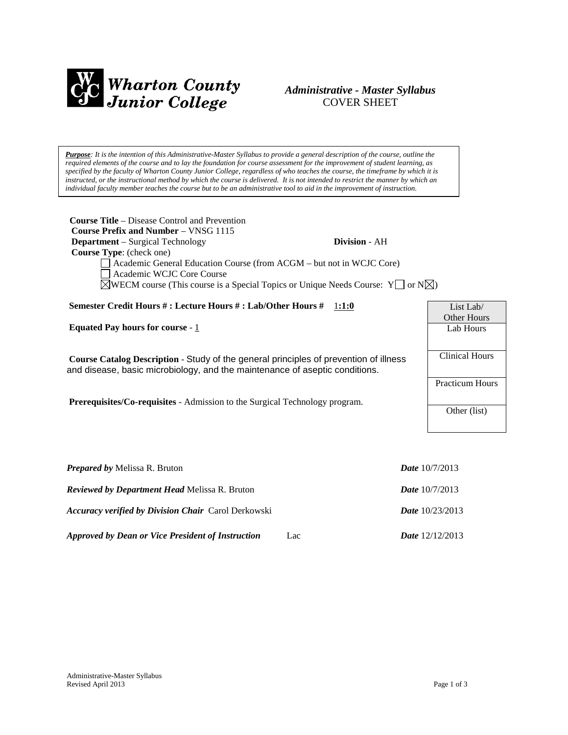**Wharton County Junior College**

## *Administrative - Master Syllabus*
COVER SHEET

***Purpose**: It is the intention of this Administrative-Master Syllabus to provide a general description of the course, outline the required elements of the course and to lay the foundation for course assessment for the improvement of student learning, as specified by the faculty of Wharton County Junior College, regardless of who teaches the course, the timeframe by which it is instructed, or the instructional method by which the course is delivered. It is not intended to restrict the manner by which an individual faculty member teaches the course but to be an administrative tool to aid in the improvement of instruction.*

**Course Title** – Disease Control and Prevention
**Course Prefix and Number** – VNSG 1115
**Department** – Surgical Technology **Division** - AH
**Course Type**: (check one)

☐ Academic General Education Course (from ACGM – but not in WCJC Core)
☐ Academic WCJC Core Course
☒ WECM course (This course is a Special Topics or Unique Needs Course: Y☐ or N☒)

**Semester Credit Hours # : Lecture Hours # : Lab/Other Hours #** 1**:1:0**

**Equated Pay hours for course** - 1

**Course Catalog Description** - Study of the general principles of prevention of illness and disease, basic microbiology, and the maintenance of aseptic conditions.

**Prerequisites/Co-requisites** - Admission to the Surgical Technology program.

| List Lab/ Other Hours |
|---|
| Lab Hours |
| Clinical Hours |
| Practicum Hours |
| Other (list) |

***Prepared by*** Melissa R. Bruton ***Date*** 10/7/2013

***Reviewed by Department Head*** Melissa R. Bruton ***Date*** 10/7/2013

***Accuracy verified by Division Chair*** Carol Derkowski ***Date*** 10/23/2013

***Approved by Dean or Vice President of Instruction*** Lac ***Date*** 12/12/2013

Administrative-Master Syllabus
Revised April 2013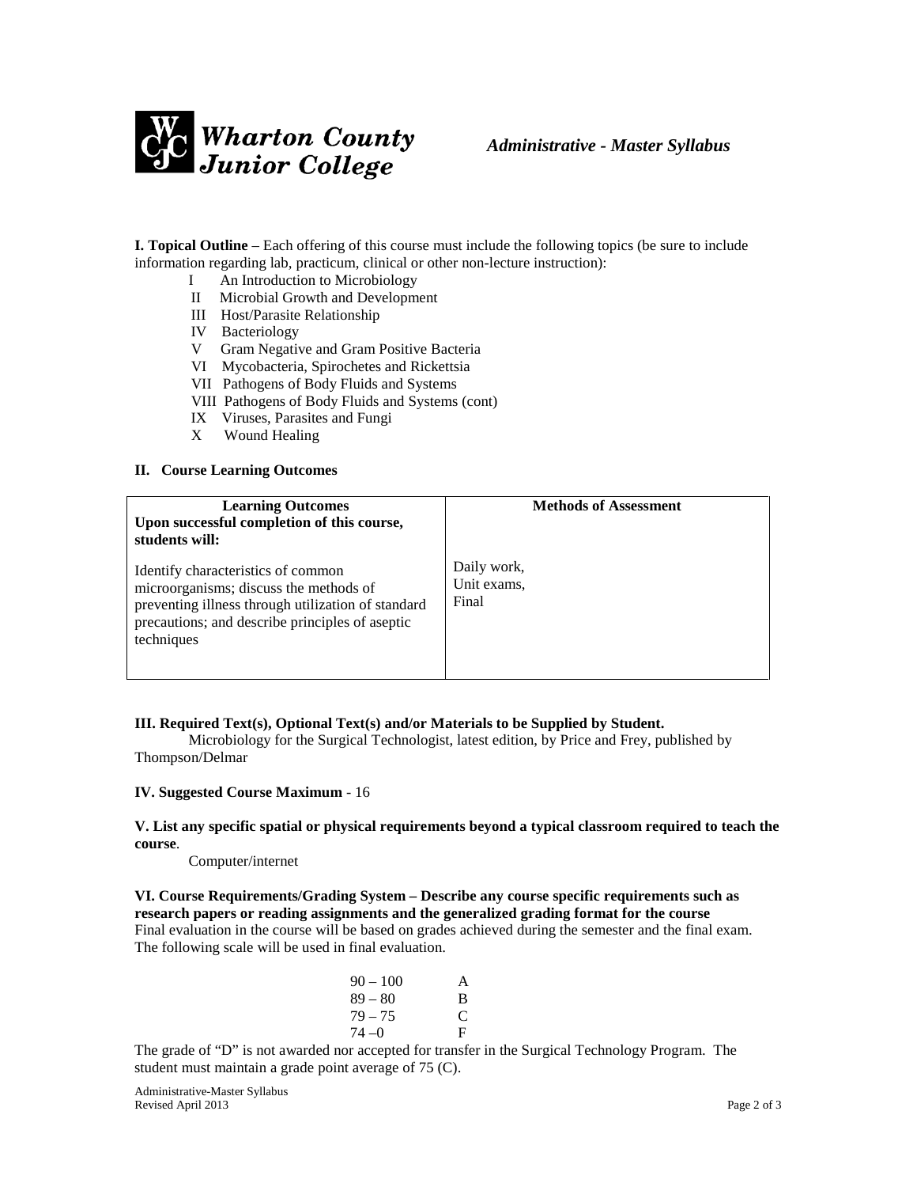**Wharton County Junior College** *Administrative - Master Syllabus*

**I. Topical Outline** – Each offering of this course must include the following topics (be sure to include information regarding lab, practicum, clinical or other non-lecture instruction):

- I An Introduction to Microbiology
- II Microbial Growth and Development
- III Host/Parasite Relationship
- IV Bacteriology
- V Gram Negative and Gram Positive Bacteria
- VI Mycobacteria, Spirochetes and Rickettsia
- VII Pathogens of Body Fluids and Systems
- VIII Pathogens of Body Fluids and Systems (cont)
- IX Viruses, Parasites and Fungi
- X Wound Healing

**II. Course Learning Outcomes**

| **Learning Outcomes**<br>**Upon successful completion of this course, students will:** | **Methods of Assessment** |
|---|---|
| Identify characteristics of common microorganisms; discuss the methods of preventing illness through utilization of standard precautions; and describe principles of aseptic techniques | Daily work,<br>Unit exams,<br>Final |

**III. Required Text(s), Optional Text(s) and/or Materials to be Supplied by Student.**

Microbiology for the Surgical Technologist, latest edition, by Price and Frey, published by Thompson/Delmar

**IV. Suggested Course Maximum** - 16

**V. List any specific spatial or physical requirements beyond a typical classroom required to teach the course**.

Computer/internet

**VI. Course Requirements/Grading System – Describe any course specific requirements such as research papers or reading assignments and the generalized grading format for the course**

Final evaluation in the course will be based on grades achieved during the semester and the final exam. The following scale will be used in final evaluation.

| | |
|---|---|
| 90 – 100 | A |
| 89 – 80 | B |
| 79 – 75 | C |
| 74 –0 | F |

The grade of "D" is not awarded nor accepted for transfer in the Surgical Technology Program. The student must maintain a grade point average of 75 (C).

Administrative-Master Syllabus
Revised April 2013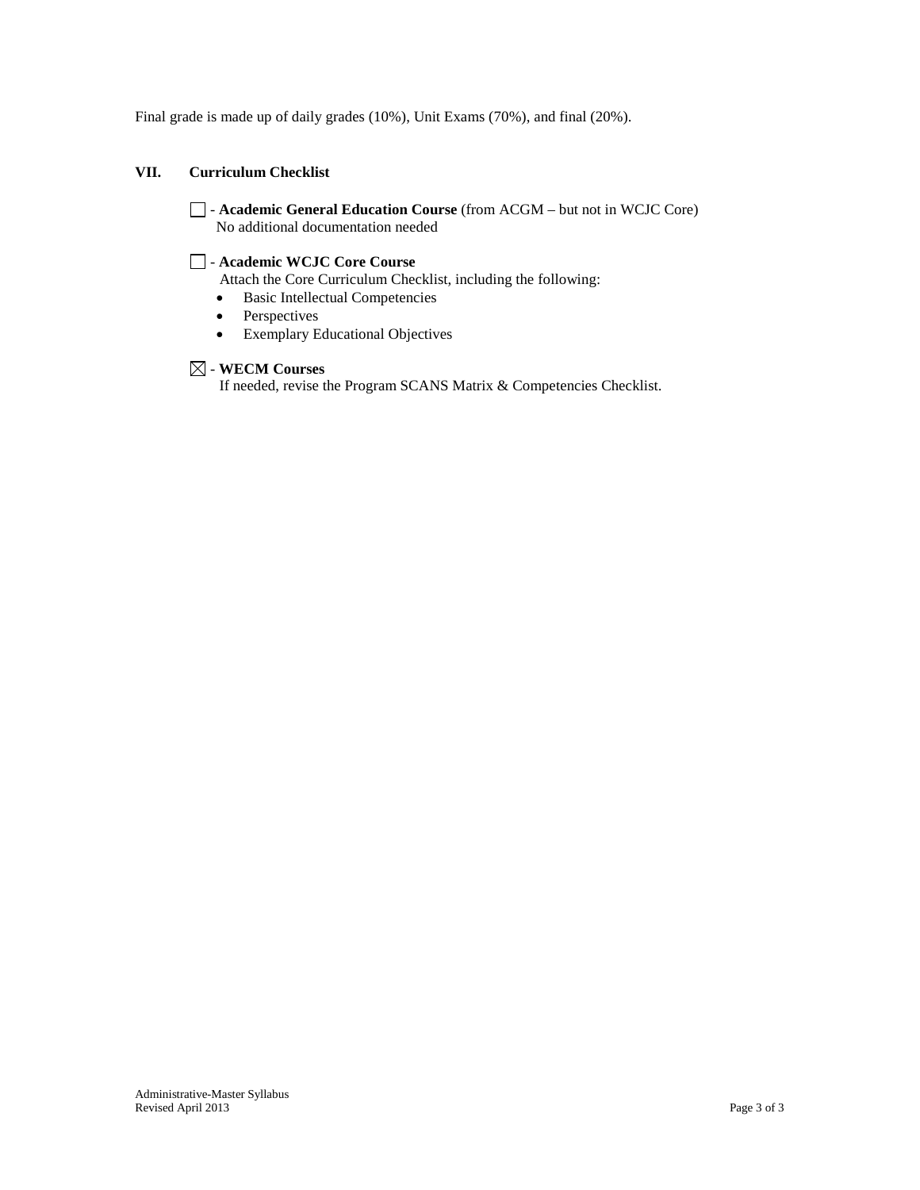Final grade is made up of daily grades (10%), Unit Exams (70%), and final (20%).

## VII. Curriculum Checklist

☐ - **Academic General Education Course** (from ACGM – but not in WCJC Core)
No additional documentation needed

☐ - **Academic WCJC Core Course**
Attach the Core Curriculum Checklist, including the following:

- Basic Intellectual Competencies
- Perspectives
- Exemplary Educational Objectives

☒ - **WECM Courses**
If needed, revise the Program SCANS Matrix & Competencies Checklist.